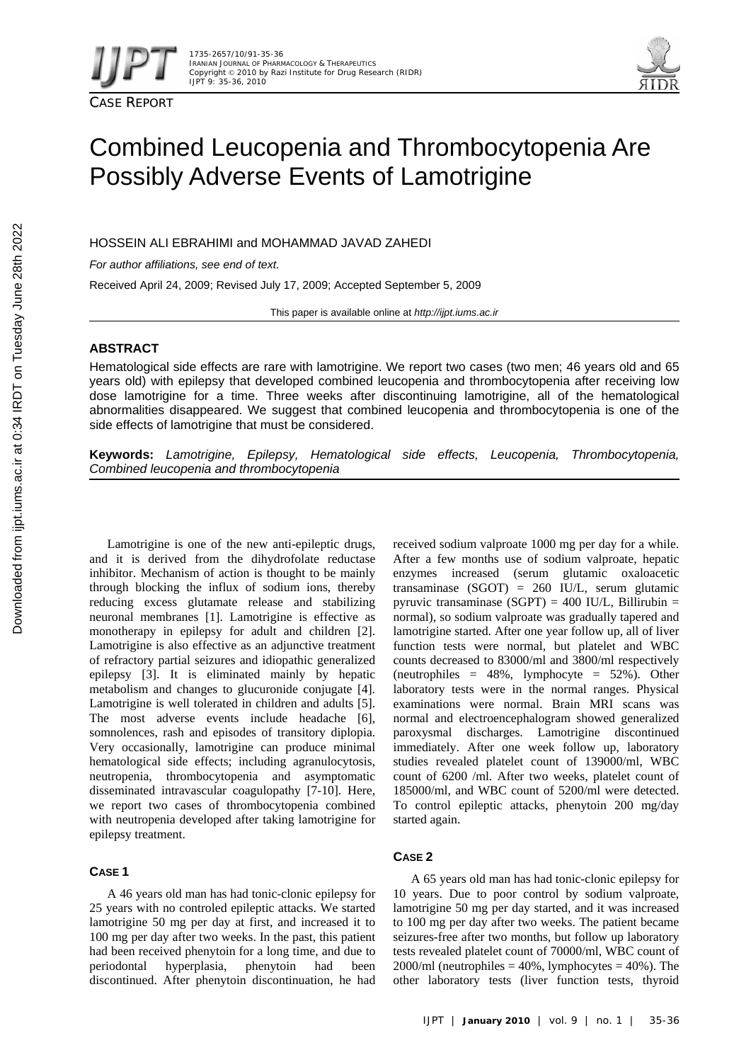CASE REPORT

# Combined Leucopenia and Thrombocytopenia Are Possibly Adverse Events of Lamotrigine

HOSSEIN ALI EBRAHIMI and MOHAMMAD JAVAD ZAHEDI

*For author affiliations, see end of text.*

Received April 24, 2009; Revised July 17, 2009; Accepted September 5, 2009

This paper is available online at *http://ijpt.iums.ac.ir*

## ABSTRACT

Hematological side effects are rare with lamotrigine. We report two cases (two men; 46 years old and 65 years old) with epilepsy that developed combined leucopenia and thrombocytopenia after receiving low dose lamotrigine for a time. Three weeks after discontinuing lamotrigine, all of the hematological abnormalities disappeared. We suggest that combined leucopenia and thrombocytopenia is one of the side effects of lamotrigine that must be considered.

**Keywords:** *Lamotrigine, Epilepsy, Hematological side effects, Leucopenia, Thrombocytopenia, Combined leucopenia and thrombocytopenia*

Lamotrigine is one of the new anti-epileptic drugs, and it is derived from the dihydrofolate reductase inhibitor. Mechanism of action is thought to be mainly through blocking the influx of sodium ions, thereby reducing excess glutamate release and stabilizing neuronal membranes [1]. Lamotrigine is effective as monotherapy in epilepsy for adult and children [2]. Lamotrigine is also effective as an adjunctive treatment of refractory partial seizures and idiopathic generalized epilepsy [3]. It is eliminated mainly by hepatic metabolism and changes to glucuronide conjugate [4]. Lamotrigine is well tolerated in children and adults [5]. The most adverse events include headache [6], somnolences, rash and episodes of transitory diplopia. Very occasionally, lamotrigine can produce minimal hematological side effects; including agranulocytosis, neutropenia, thrombocytopenia and asymptomatic disseminated intravascular coagulopathy [7-10]. Here, we report two cases of thrombocytopenia combined with neutropenia developed after taking lamotrigine for epilepsy treatment.

## CASE 1

A 46 years old man has had tonic-clonic epilepsy for 25 years with no controled epileptic attacks. We started lamotrigine 50 mg per day at first, and increased it to 100 mg per day after two weeks. In the past, this patient had been received phenytoin for a long time, and due to periodontal hyperplasia, phenytoin had been discontinued. After phenytoin discontinuation, he had received sodium valproate 1000 mg per day for a while. After a few months use of sodium valproate, hepatic enzymes increased (serum glutamic oxaloacetic transaminase (SGOT) = 260 IU/L, serum glutamic pyruvic transaminase (SGPT) = 400 IU/L, Billirubin = normal), so sodium valproate was gradually tapered and lamotrigine started. After one year follow up, all of liver function tests were normal, but platelet and WBC counts decreased to 83000/ml and 3800/ml respectively (neutrophiles = 48%, lymphocyte = 52%). Other laboratory tests were in the normal ranges. Physical examinations were normal. Brain MRI scans was normal and electroencephalogram showed generalized paroxysmal discharges. Lamotrigine discontinued immediately. After one week follow up, laboratory studies revealed platelet count of 139000/ml, WBC count of 6200 /ml. After two weeks, platelet count of 185000/ml, and WBC count of 5200/ml were detected. To control epileptic attacks, phenytoin 200 mg/day started again.

## CASE 2

A 65 years old man has had tonic-clonic epilepsy for 10 years. Due to poor control by sodium valproate, lamotrigine 50 mg per day started, and it was increased to 100 mg per day after two weeks. The patient became seizures-free after two months, but follow up laboratory tests revealed platelet count of 70000/ml, WBC count of 2000/ml (neutrophiles = 40%, lymphocytes = 40%). The other laboratory tests (liver function tests, thyroid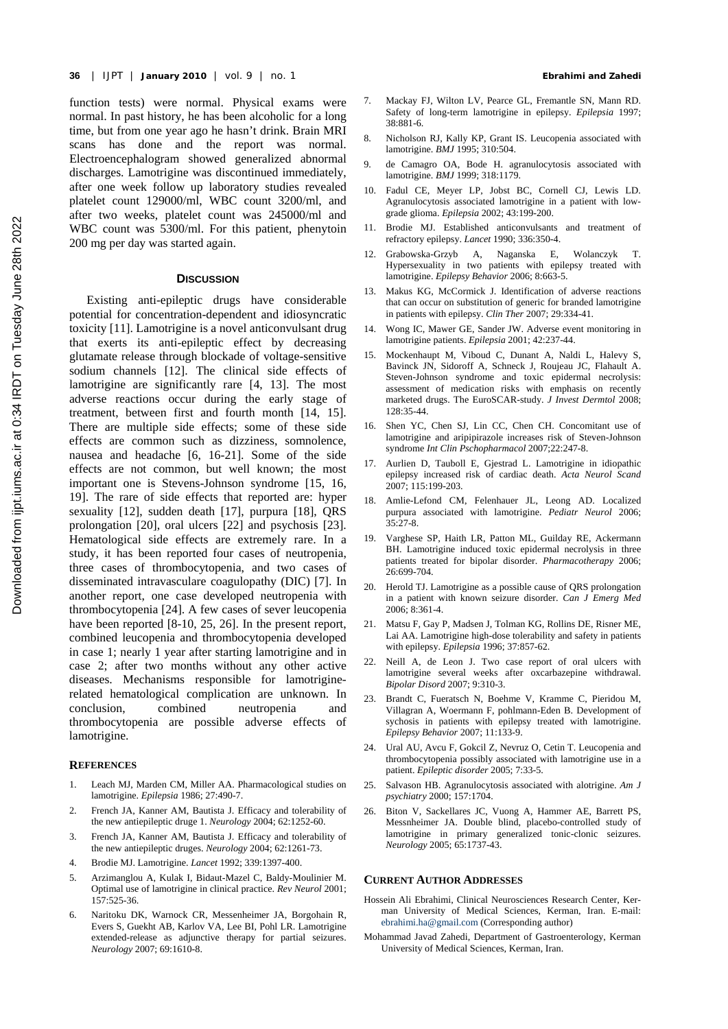function tests) were normal. Physical exams were normal. In past history, he has been alcoholic for a long time, but from one year ago he hasn't drink. Brain MRI scans has done and the report was normal. Electroencephalogram showed generalized abnormal discharges. Lamotrigine was discontinued immediately, after one week follow up laboratory studies revealed platelet count 129000/ml, WBC count 3200/ml, and after two weeks, platelet count was 245000/ml and WBC count was 5300/ml. For this patient, phenytoin 200 mg per day was started again.

## DISCUSSION

Existing anti-epileptic drugs have considerable potential for concentration-dependent and idiosyncratic toxicity [11]. Lamotrigine is a novel anticonvulsant drug that exerts its anti-epileptic effect by decreasing glutamate release through blockade of voltage-sensitive sodium channels [12]. The clinical side effects of lamotrigine are significantly rare [4, 13]. The most adverse reactions occur during the early stage of treatment, between first and fourth month [14, 15]. There are multiple side effects; some of these side effects are common such as dizziness, somnolence, nausea and headache [6, 16-21]. Some of the side effects are not common, but well known; the most important one is Stevens-Johnson syndrome [15, 16, 19]. The rare of side effects that reported are: hyper sexuality [12], sudden death [17], purpura [18], QRS prolongation [20], oral ulcers [22] and psychosis [23]. Hematological side effects are extremely rare. In a study, it has been reported four cases of neutropenia, three cases of thrombocytopenia, and two cases of disseminated intravasculare coagulopathy (DIC) [7]. In another report, one case developed neutropenia with thrombocytopenia [24]. A few cases of sever leucopenia have been reported [8-10, 25, 26]. In the present report, combined leucopenia and thrombocytopenia developed in case 1; nearly 1 year after starting lamotrigine and in case 2; after two months without any other active diseases. Mechanisms responsible for lamotrigine-related hematological complication are unknown. In conclusion, combined neutropenia and thrombocytopenia are possible adverse effects of lamotrigine.

## REFERENCES

1. Leach MJ, Marden CM, Miller AA. Pharmacological studies on lamotrigine. *Epilepsia* 1986; 27:490-7.
2. French JA, Kanner AM, Bautista J. Efficacy and tolerability of the new antiepileptic druge 1. *Neurology* 2004; 62:1252-60.
3. French JA, Kanner AM, Bautista J. Efficacy and tolerability of the new antiepileptic druges. *Neurology* 2004; 62:1261-73.
4. Brodie MJ. Lamotrigine. *Lancet* 1992; 339:1397-400.
5. Arzimanglou A, Kulak I, Bidaut-Mazel C, Baldy-Moulinier M. Optimal use of lamotrigine in clinical practice. *Rev Neurol* 2001; 157:525-36.
6. Naritoku DK, Warnock CR, Messenheimer JA, Borgohain R, Evers S, Guekht AB, Karlov VA, Lee BI, Pohl LR. Lamotrigine extended-release as adjunctive therapy for partial seizures. *Neurology* 2007; 69:1610-8.
7. Mackay FJ, Wilton LV, Pearce GL, Fremantle SN, Mann RD. Safety of long-term lamotrigine in epilepsy. *Epilepsia* 1997; 38:881-6.
8. Nicholson RJ, Kally KP, Grant IS. Leucopenia associated with lamotrigine. *BMJ* 1995; 310:504.
9. de Camagro OA, Bode H. agranulocytosis associated with lamotrigine. *BMJ* 1999; 318:1179.
10. Fadul CE, Meyer LP, Jobst BC, Cornell CJ, Lewis LD. Agranulocytosis associated lamotrigine in a patient with low-grade glioma. *Epilepsia* 2002; 43:199-200.
11. Brodie MJ. Established anticonvulsants and treatment of refractory epilepsy. *Lancet* 1990; 336:350-4.
12. Grabowska-Grzyb A, Naganska E, Wolanczyk T. Hypersexuality in two patients with epilepsy treated with lamotrigine. *Epilepsy Behavior* 2006; 8:663-5.
13. Makus KG, McCormick J. Identification of adverse reactions that can occur on substitution of generic for branded lamotrigine in patients with epilepsy. *Clin Ther* 2007; 29:334-41.
14. Wong IC, Mawer GE, Sander JW. Adverse event monitoring in lamotrigine patients. *Epilepsia* 2001; 42:237-44.
15. Mockenhaupt M, Viboud C, Dunant A, Naldi L, Halevy S, Bavinck JN, Sidoroff A, Schneck J, Roujeau JC, Flahault A. Steven-Johnson syndrome and toxic epidermal necrolysis: assessment of medication risks with emphasis on recently marketed drugs. The EuroSCAR-study. *J Invest Dermtol* 2008; 128:35-44.
16. Shen YC, Chen SJ, Lin CC, Chen CH. Concomitant use of lamotrigine and aripipirazole increases risk of Steven-Johnson syndrome *Int Clin Pschopharmacol* 2007;22:247-8.
17. Aurlien D, Tauboll E, Gjestrad L. Lamotrigine in idiopathic epilepsy increased risk of cardiac death. *Acta Neurol Scand* 2007; 115:199-203.
18. Amlie-Lefond CM, Felenhauer JL, Leong AD. Localized purpura associated with lamotrigine. *Pediatr Neurol* 2006; 35:27-8.
19. Varghese SP, Haith LR, Patton ML, Guilday RE, Ackermann BH. Lamotrigine induced toxic epidermal necrolysis in three patients treated for bipolar disorder. *Pharmacotherapy* 2006; 26:699-704.
20. Herold TJ. Lamotrigine as a possible cause of QRS prolongation in a patient with known seizure disorder. *Can J Emerg Med* 2006; 8:361-4.
21. Matsu F, Gay P, Madsen J, Tolman KG, Rollins DE, Risner ME, Lai AA. Lamotrigine high-dose tolerability and safety in patients with epilepsy. *Epilepsia* 1996; 37:857-62.
22. Neill A, de Leon J. Two case report of oral ulcers with lamotrigine several weeks after oxcarbazepine withdrawal. *Bipolar Disord* 2007; 9:310-3.
23. Brandt C, Fueratsch N, Boehme V, Kramme C, Pieridou M, Villagran A, Woermann F, pohlmann-Eden B. Development of sychosis in patients with epilepsy treated with lamotrigine. *Epilepsy Behavior* 2007; 11:133-9.
24. Ural AU, Avcu F, Gokcil Z, Nevruz O, Cetin T. Leucopenia and thrombocytopenia possibly associated with lamotrigine use in a patient. *Epileptic disorder* 2005; 7:33-5.
25. Salvason HB. Agranulocytosis associated with alotrigine. *Am J psychiatry* 2000; 157:1704.
26. Biton V, Sackellares JC, Vuong A, Hammer AE, Barrett PS, Messnheimer JA. Double blind, placebo-controlled study of lamotrigine in primary generalized tonic-clonic seizures. *Neurology* 2005; 65:1737-43.

## CURRENT AUTHOR ADDRESSES

Hossein Ali Ebrahimi, Clinical Neurosciences Research Center, Kerman University of Medical Sciences, Kerman, Iran. E-mail: ebrahimi.ha@gmail.com (Corresponding author)

Mohammad Javad Zahedi, Department of Gastroenterology, Kerman University of Medical Sciences, Kerman, Iran.